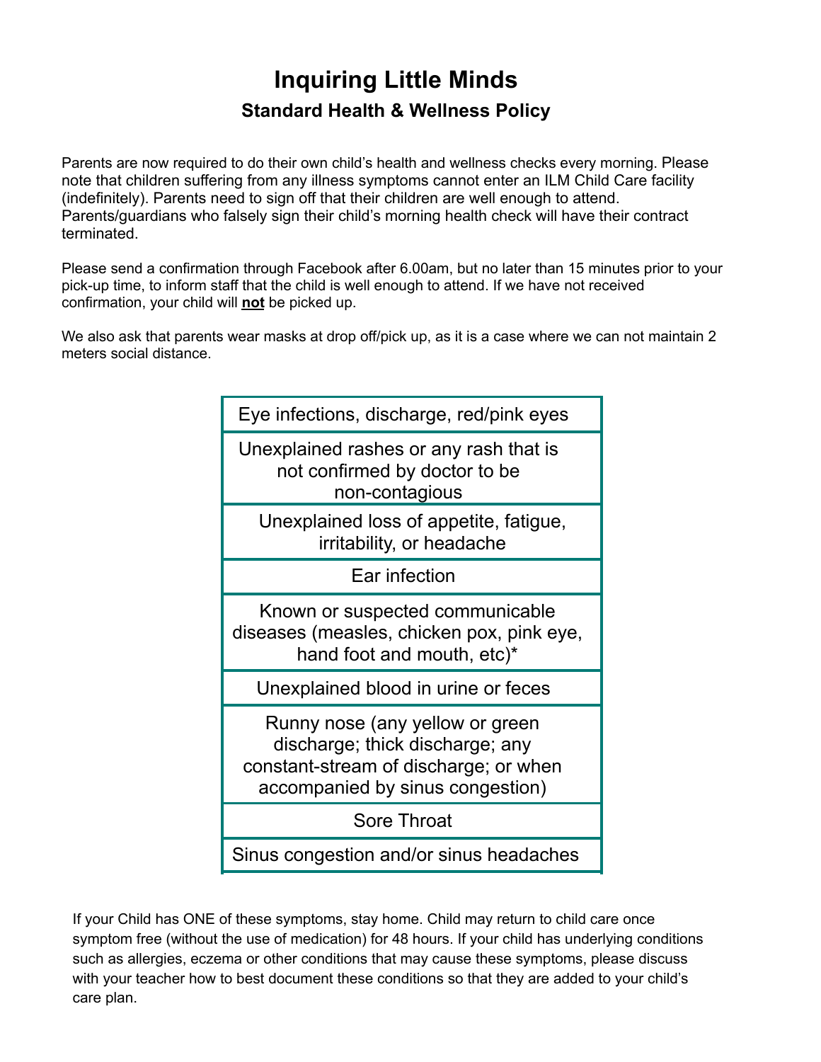# Inquiring Little Minds

## Standard Health & Wellness Policy

Parents are now required to do their own child's health and wellness checks every morning. Please note that children suffering from any illness symptoms cannot enter an ILM Child Care facility (indefinitely). Parents need to sign off that their children are well enough to attend. Parents/guardians who falsely sign their child's morning health check will have their contract terminated.

Please send a confirmation through Facebook after 6.00am, but no later than 15 minutes prior to your pick-up time, to inform staff that the child is well enough to attend. If we have not received confirmation, your child will **not** be picked up.

We also ask that parents wear masks at drop off/pick up, as it is a case where we can not maintain 2 meters social distance.

| Eye infections, discharge, red/pink eyes |
|---|
| Unexplained rashes or any rash that is not confirmed by doctor to be non-contagious |
| Unexplained loss of appetite, fatigue, irritability, or headache |
| Ear infection |
| Known or suspected communicable diseases (measles, chicken pox, pink eye, hand foot and mouth, etc)* |
| Unexplained blood in urine or feces |
| Runny nose (any yellow or green discharge; thick discharge; any constant-stream of discharge; or when accompanied by sinus congestion) |
| Sore Throat |
| Sinus congestion and/or sinus headaches |

If your Child has ONE of these symptoms, stay home. Child may return to child care once symptom free (without the use of medication) for 48 hours. If your child has underlying conditions such as allergies, eczema or other conditions that may cause these symptoms, please discuss with your teacher how to best document these conditions so that they are added to your child's care plan.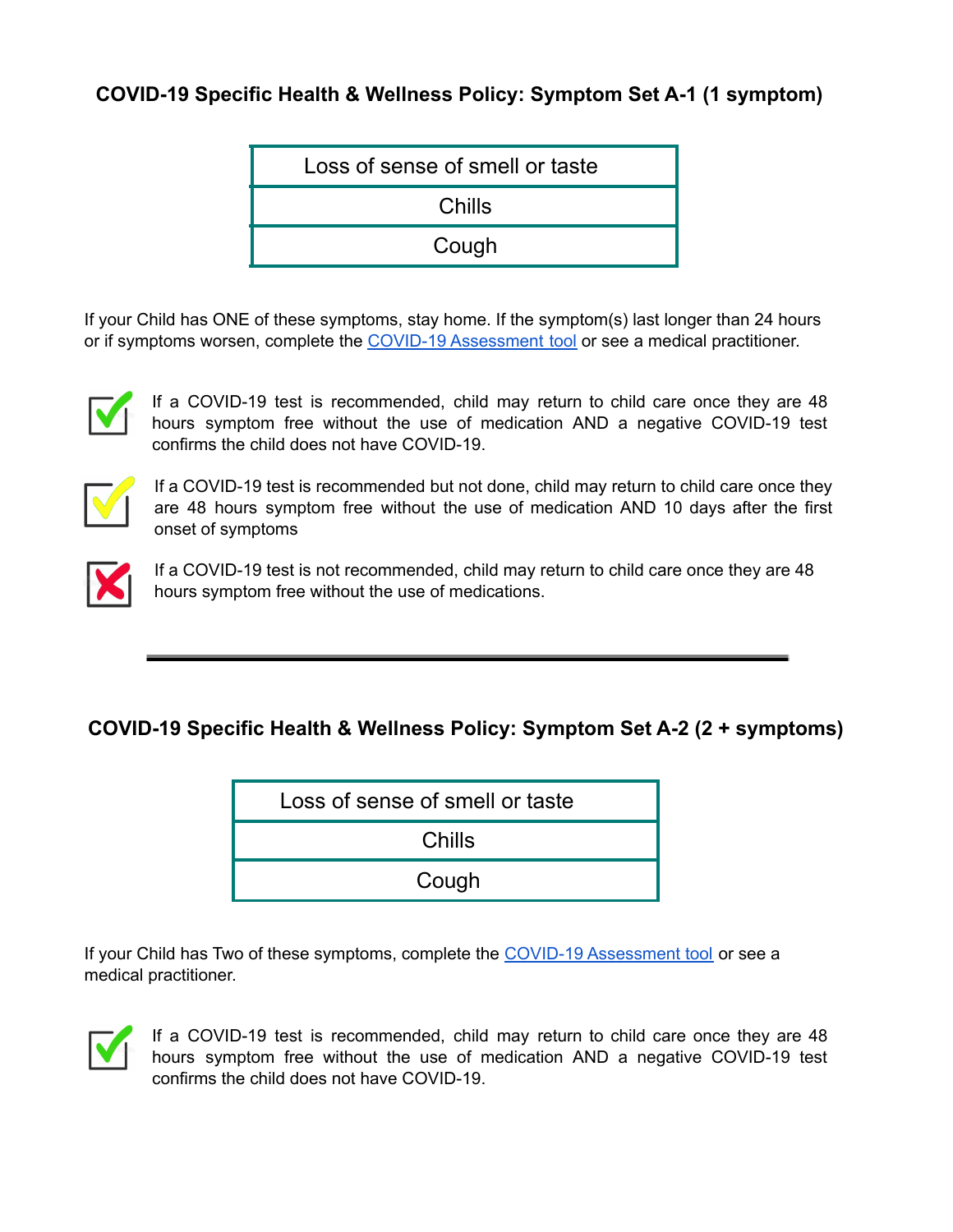## COVID-19 Specific Health & Wellness Policy: Symptom Set A-1 (1 symptom)

| Loss of sense of smell or taste |
|---|
| Chills |
| Cough |

If your Child has ONE of these symptoms, stay home. If the symptom(s) last longer than 24 hours or if symptoms worsen, complete the COVID-19 Assessment tool or see a medical practitioner.

- ✅ If a COVID-19 test is recommended, child may return to child care once they are 48 hours symptom free without the use of medication AND a negative COVID-19 test confirms the child does not have COVID-19.
- ☑️ If a COVID-19 test is recommended but not done, child may return to child care once they are 48 hours symptom free without the use of medication AND 10 days after the first onset of symptoms
- ❌ If a COVID-19 test is not recommended, child may return to child care once they are 48 hours symptom free without the use of medications.

---

## COVID-19 Specific Health & Wellness Policy: Symptom Set A-2 (2 + symptoms)

| Loss of sense of smell or taste |
|---|
| Chills |
| Cough |

If your Child has Two of these symptoms, complete the COVID-19 Assessment tool or see a medical practitioner.

- ✅ If a COVID-19 test is recommended, child may return to child care once they are 48 hours symptom free without the use of medication AND a negative COVID-19 test confirms the child does not have COVID-19.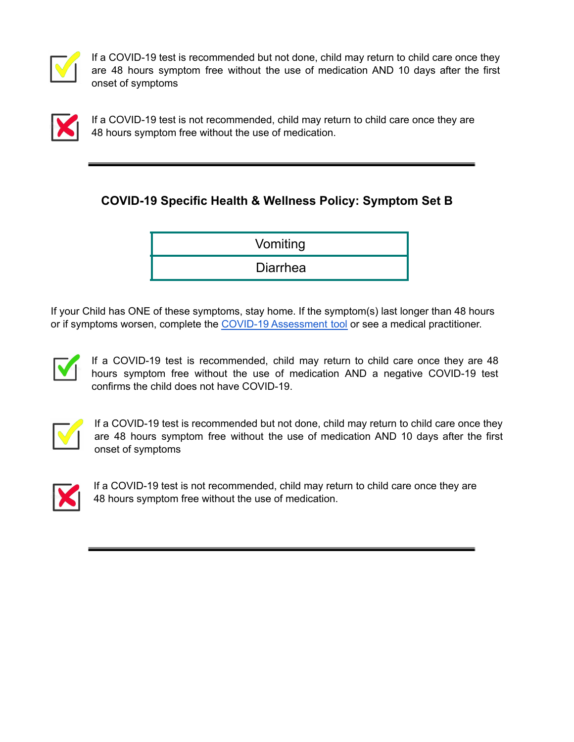If a COVID-19 test is recommended but not done, child may return to child care once they are 48 hours symptom free without the use of medication AND 10 days after the first onset of symptoms

If a COVID-19 test is not recommended, child may return to child care once they are 48 hours symptom free without the use of medication.

---

### COVID-19 Specific Health & Wellness Policy: Symptom Set B

| Vomiting |
| --- |
| Diarrhea |

If your Child has ONE of these symptoms, stay home. If the symptom(s) last longer than 48 hours or if symptoms worsen, complete the [COVID-19 Assessment tool]() or see a medical practitioner.

If a COVID-19 test is recommended, child may return to child care once they are 48 hours symptom free without the use of medication AND a negative COVID-19 test confirms the child does not have COVID-19.

If a COVID-19 test is recommended but not done, child may return to child care once they are 48 hours symptom free without the use of medication AND 10 days after the first onset of symptoms

If a COVID-19 test is not recommended, child may return to child care once they are 48 hours symptom free without the use of medication.

---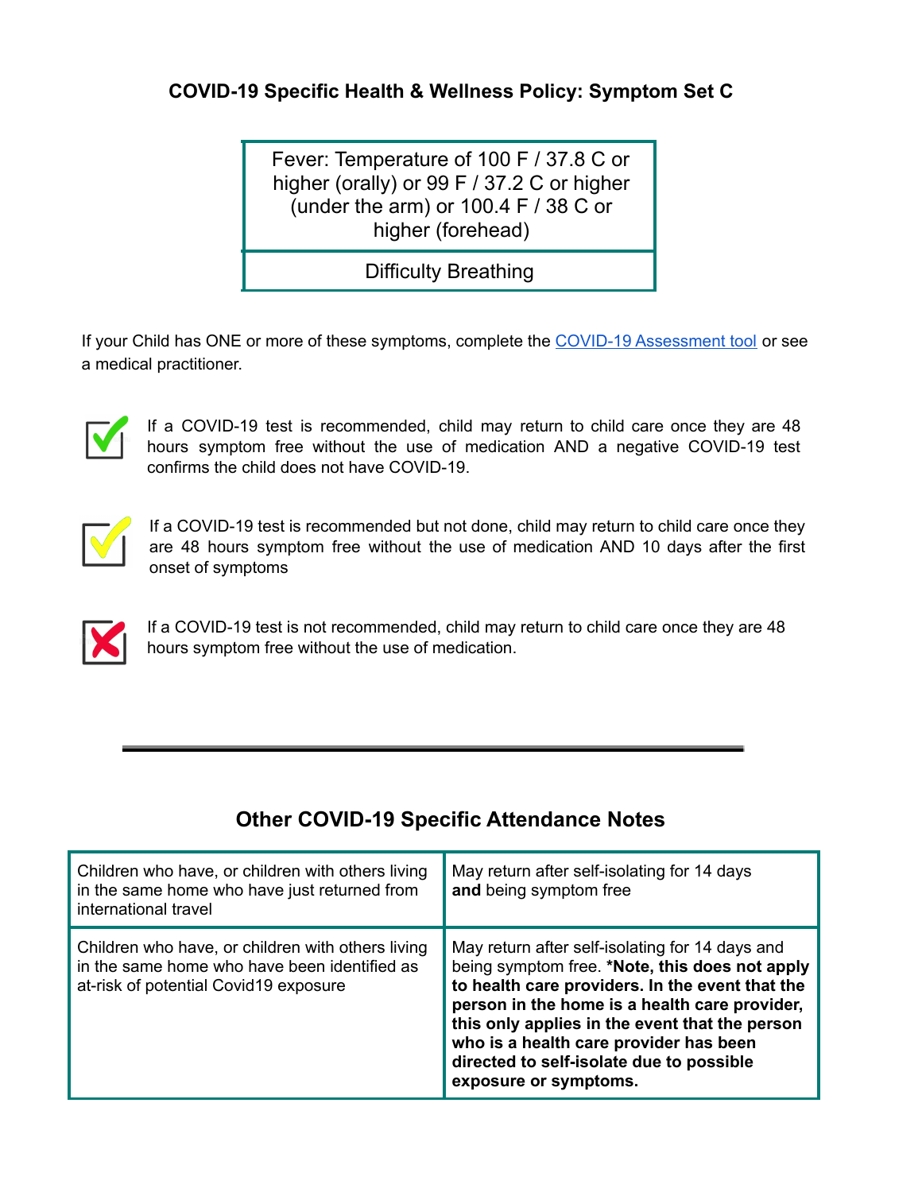## COVID-19 Specific Health & Wellness Policy: Symptom Set C

| |
|---|
| Fever: Temperature of 100 F / 37.8 C or higher (orally) or 99 F / 37.2 C or higher (under the arm) or 100.4 F / 38 C or higher (forehead) |
| Difficulty Breathing |

If your Child has ONE or more of these symptoms, complete the [COVID-19 Assessment tool] or see a medical practitioner.

- If a COVID-19 test is recommended, child may return to child care once they are 48 hours symptom free without the use of medication AND a negative COVID-19 test confirms the child does not have COVID-19.
- If a COVID-19 test is recommended but not done, child may return to child care once they are 48 hours symptom free without the use of medication AND 10 days after the first onset of symptoms
- If a COVID-19 test is not recommended, child may return to child care once they are 48 hours symptom free without the use of medication.

---

## Other COVID-19 Specific Attendance Notes

| | |
|---|---|
| Children who have, or children with others living in the same home who have just returned from international travel | May return after self-isolating for 14 days **and** being symptom free |
| Children who have, or children with others living in the same home who have been identified as at-risk of potential Covid19 exposure | May return after self-isolating for 14 days and being symptom free. ***Note, this does not apply to health care providers. In the event that the person in the home is a health care provider, this only applies in the event that the person who is a health care provider has been directed to self-isolate due to possible exposure or symptoms.** |